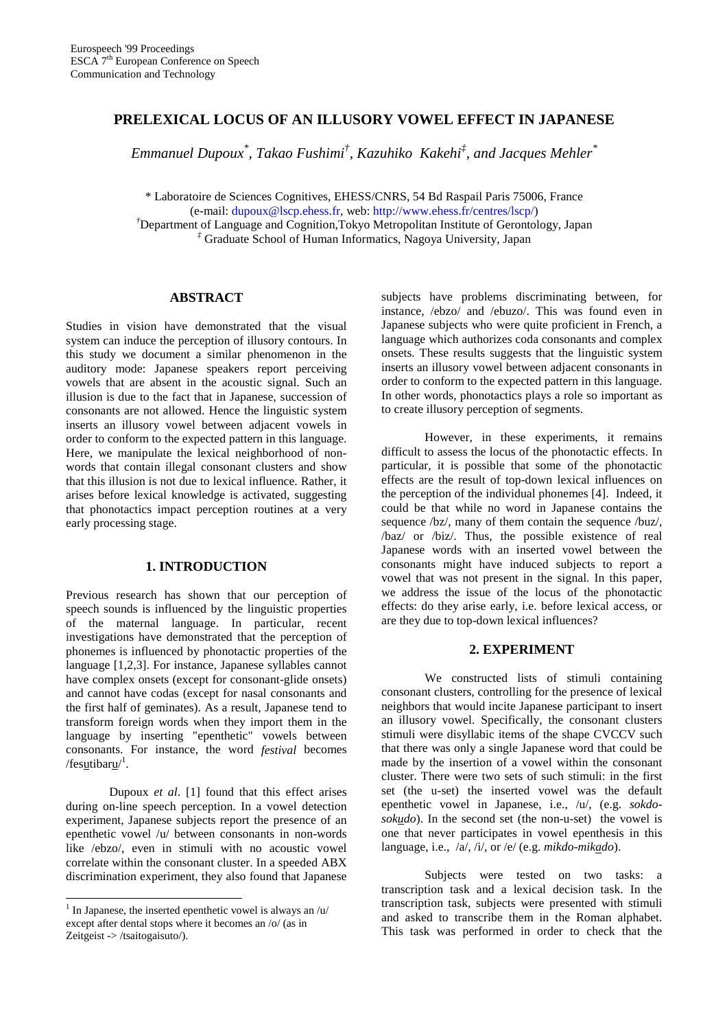Eurospeech '99 Proceedings
ESCA 7th European Conference on Speech Communication and Technology

# PRELEXICAL LOCUS OF AN ILLUSORY VOWEL EFFECT IN JAPANESE

*Emmanuel Dupoux[\*], Takao Fushimi[†], Kazuhiko Kakehi[‡], and Jacques Mehler[\*]*

[\*] Laboratoire de Sciences Cognitives, EHESS/CNRS, 54 Bd Raspail Paris 75006, France
(e-mail: dupoux@lscp.ehess.fr, web: http://www.ehess.fr/centres/lscp/)
[†]Department of Language and Cognition,Tokyo Metropolitan Institute of Gerontology, Japan
[‡] Graduate School of Human Informatics, Nagoya University, Japan

## ABSTRACT

Studies in vision have demonstrated that the visual system can induce the perception of illusory contours. In this study we document a similar phenomenon in the auditory mode: Japanese speakers report perceiving vowels that are absent in the acoustic signal. Such an illusion is due to the fact that in Japanese, succession of consonants are not allowed. Hence the linguistic system inserts an illusory vowel between adjacent vowels in order to conform to the expected pattern in this language. Here, we manipulate the lexical neighborhood of non-words that contain illegal consonant clusters and show that this illusion is not due to lexical influence. Rather, it arises before lexical knowledge is activated, suggesting that phonotactics impact perception routines at a very early processing stage.

## 1. INTRODUCTION

Previous research has shown that our perception of speech sounds is influenced by the linguistic properties of the maternal language. In particular, recent investigations have demonstrated that the perception of phonemes is influenced by phonotactic properties of the language [1,2,3]. For instance, Japanese syllables cannot have complex onsets (except for consonant-glide onsets) and cannot have codas (except for nasal consonants and the first half of geminates). As a result, Japanese tend to transform foreign words when they import them in the language by inserting "epenthetic" vowels between consonants. For instance, the word *festival* becomes /fes<u>u</u>tibar<u>u</u>/[1].

Dupoux *et al*. [1] found that this effect arises during on-line speech perception. In a vowel detection experiment, Japanese subjects report the presence of an epenthetic vowel /u/ between consonants in non-words like /ebzo/, even in stimuli with no acoustic vowel correlate within the consonant cluster. In a speeded ABX discrimination experiment, they also found that Japanese subjects have problems discriminating between, for instance, /ebzo/ and /ebuzo/. This was found even in Japanese subjects who were quite proficient in French, a language which authorizes coda consonants and complex onsets. These results suggests that the linguistic system inserts an illusory vowel between adjacent consonants in order to conform to the expected pattern in this language. In other words, phonotactics plays a role so important as to create illusory perception of segments.

However, in these experiments, it remains difficult to assess the locus of the phonotactic effects. In particular, it is possible that some of the phonotactic effects are the result of top-down lexical influences on the perception of the individual phonemes [4]. Indeed, it could be that while no word in Japanese contains the sequence /bz/, many of them contain the sequence /buz/, /baz/ or /biz/. Thus, the possible existence of real Japanese words with an inserted vowel between the consonants might have induced subjects to report a vowel that was not present in the signal. In this paper, we address the issue of the locus of the phonotactic effects: do they arise early, i.e. before lexical access, or are they due to top-down lexical influences?

## 2. EXPERIMENT

We constructed lists of stimuli containing consonant clusters, controlling for the presence of lexical neighbors that would incite Japanese participant to insert an illusory vowel. Specifically, the consonant clusters stimuli were disyllabic items of the shape CVCCV such that there was only a single Japanese word that could be made by the insertion of a vowel within the consonant cluster. There were two sets of such stimuli: in the first set (the u-set) the inserted vowel was the default epenthetic vowel in Japanese, i.e., /u/, (e.g. *sokdo-sok<u>u</u>do*). In the second set (the non-u-set) the vowel is one that never participates in vowel epenthesis in this language, i.e., /a/, /i/, or /e/ (e.g. *mikdo-mik<u>a</u>do*).

Subjects were tested on two tasks: a transcription task and a lexical decision task. In the transcription task, subjects were presented with stimuli and asked to transcribe them in the Roman alphabet. This task was performed in order to check that the

---

[1] In Japanese, the inserted epenthetic vowel is always an /u/ except after dental stops where it becomes an /o/ (as in Zeitgeist -> /tsaitogaisuto/).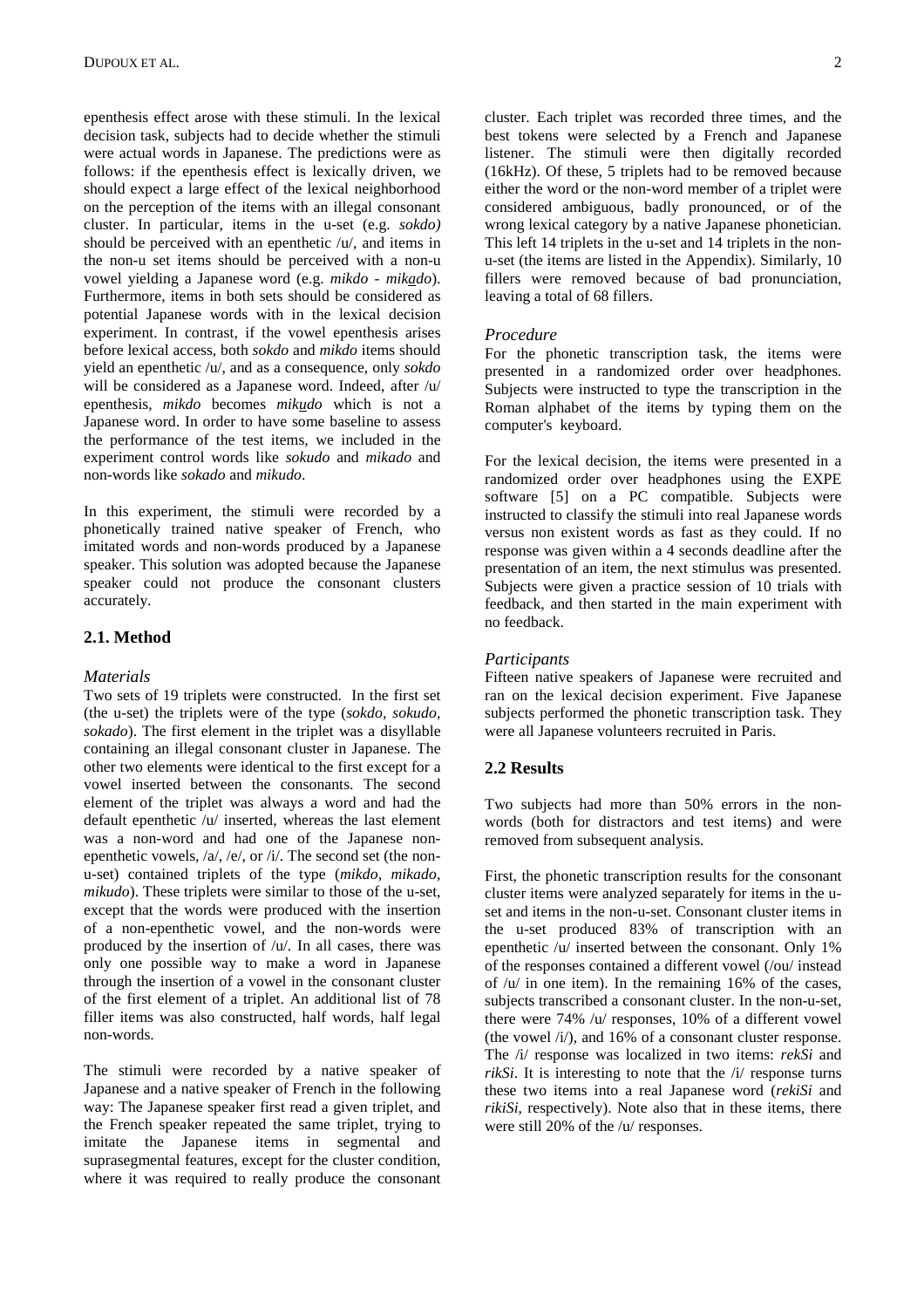epenthesis effect arose with these stimuli. In the lexical decision task, subjects had to decide whether the stimuli were actual words in Japanese. The predictions were as follows: if the epenthesis effect is lexically driven, we should expect a large effect of the lexical neighborhood on the perception of the items with an illegal consonant cluster. In particular, items in the u-set (e.g. *sokdo)* should be perceived with an epenthetic /u/, and items in the non-u set items should be perceived with a non-u vowel yielding a Japanese word (e.g. *mikdo* - *mikado*). Furthermore, items in both sets should be considered as potential Japanese words with in the lexical decision experiment. In contrast, if the vowel epenthesis arises before lexical access, both *sokdo* and *mikdo* items should yield an epenthetic /u/, and as a consequence, only *sokdo* will be considered as a Japanese word. Indeed, after /u/ epenthesis, *mikdo* becomes *mikudo* which is not a Japanese word. In order to have some baseline to assess the performance of the test items, we included in the experiment control words like *sokudo* and *mikado* and non-words like *sokado* and *mikudo*.

In this experiment, the stimuli were recorded by a phonetically trained native speaker of French, who imitated words and non-words produced by a Japanese speaker. This solution was adopted because the Japanese speaker could not produce the consonant clusters accurately.

## 2.1. Method

### *Materials*

Two sets of 19 triplets were constructed. In the first set (the u-set) the triplets were of the type (*sokdo, sokudo, sokado*). The first element in the triplet was a disyllable containing an illegal consonant cluster in Japanese. The other two elements were identical to the first except for a vowel inserted between the consonants. The second element of the triplet was always a word and had the default epenthetic /u/ inserted, whereas the last element was a non-word and had one of the Japanese non-epenthetic vowels, /a/, /e/, or /i/. The second set (the non-u-set) contained triplets of the type (*mikdo, mikado, mikudo*). These triplets were similar to those of the u-set, except that the words were produced with the insertion of a non-epenthetic vowel, and the non-words were produced by the insertion of /u/. In all cases, there was only one possible way to make a word in Japanese through the insertion of a vowel in the consonant cluster of the first element of a triplet. An additional list of 78 filler items was also constructed, half words, half legal non-words.

The stimuli were recorded by a native speaker of Japanese and a native speaker of French in the following way: The Japanese speaker first read a given triplet, and the French speaker repeated the same triplet, trying to imitate the Japanese items in segmental and suprasegmental features, except for the cluster condition, where it was required to really produce the consonant cluster. Each triplet was recorded three times, and the best tokens were selected by a French and Japanese listener. The stimuli were then digitally recorded (16kHz). Of these, 5 triplets had to be removed because either the word or the non-word member of a triplet were considered ambiguous, badly pronounced, or of the wrong lexical category by a native Japanese phonetician. This left 14 triplets in the u-set and 14 triplets in the non-u-set (the items are listed in the Appendix). Similarly, 10 fillers were removed because of bad pronunciation, leaving a total of 68 fillers.

### *Procedure*

For the phonetic transcription task, the items were presented in a randomized order over headphones. Subjects were instructed to type the transcription in the Roman alphabet of the items by typing them on the computer's keyboard.

For the lexical decision, the items were presented in a randomized order over headphones using the EXPE software [5] on a PC compatible. Subjects were instructed to classify the stimuli into real Japanese words versus non existent words as fast as they could. If no response was given within a 4 seconds deadline after the presentation of an item, the next stimulus was presented. Subjects were given a practice session of 10 trials with feedback, and then started in the main experiment with no feedback.

### *Participants*

Fifteen native speakers of Japanese were recruited and ran on the lexical decision experiment. Five Japanese subjects performed the phonetic transcription task. They were all Japanese volunteers recruited in Paris.

## 2.2 Results

Two subjects had more than 50% errors in the non-words (both for distractors and test items) and were removed from subsequent analysis.

First, the phonetic transcription results for the consonant cluster items were analyzed separately for items in the u-set and items in the non-u-set. Consonant cluster items in the u-set produced 83% of transcription with an epenthetic /u/ inserted between the consonant. Only 1% of the responses contained a different vowel (/ou/ instead of /u/ in one item). In the remaining 16% of the cases, subjects transcribed a consonant cluster. In the non-u-set, there were 74% /u/ responses, 10% of a different vowel (the vowel /i/), and 16% of a consonant cluster response. The /i/ response was localized in two items: *rekSi* and *rikSi*. It is interesting to note that the /i/ response turns these two items into a real Japanese word (*rekiSi* and *rikiSi*, respectively). Note also that in these items, there were still 20% of the /u/ responses.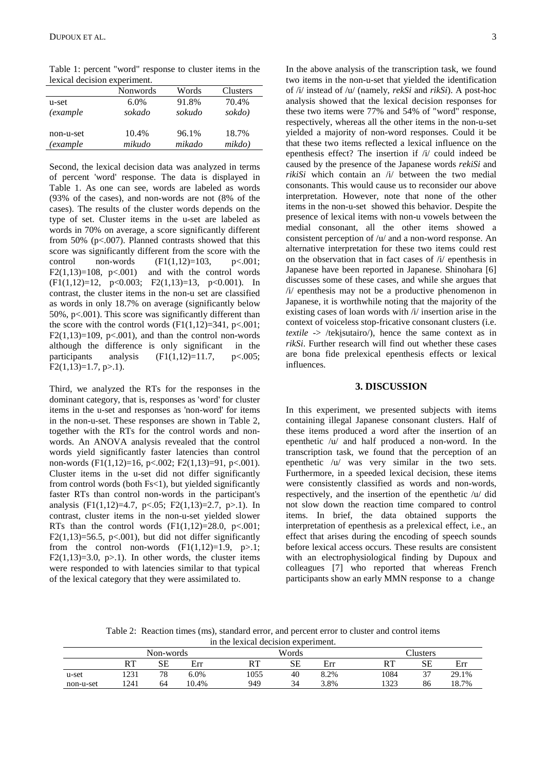Table 1: percent "word" response to cluster items in the lexical decision experiment.

| | Nonwords | Words | Clusters |
|---|---|---|---|
| u-set | 6.0% | 91.8% | 70.4% |
| *(example* | *sokado* | *sokudo* | *sokdo)* |
| non-u-set | 10.4% | 96.1% | 18.7% |
| *(example* | *mikudo* | *mikado* | *mikdo)* |

Second, the lexical decision data was analyzed in terms of percent 'word' response. The data is displayed in Table 1. As one can see, words are labeled as words (93% of the cases), and non-words are not (8% of the cases). The results of the cluster words depends on the type of set. Cluster items in the u-set are labeled as words in 70% on average, a score significantly different from 50% ($p<.007$). Planned contrasts showed that this score was significantly different from the score with the control non-words ($F1(1,12)=103$, $p<.001$; $F2(1,13)=108$, $p<.001$) and with the control words ($F1(1,12)=12$, $p<0.003$; $F2(1,13)=13$, $p<0.001$). In contrast, the cluster items in the non-u set are classified as words in only 18.7% on average (significantly below 50%, $p<.001$). This score was significantly different than the score with the control words ($F1(1,12)=341$, $p<.001$; $F2(1,13)=109$, $p<.001$), and than the control non-words although the difference is only significant in the participants analysis ($F1(1,12)=11.7$, $p<.005$; $F2(1,13)=1.7$, $p>.1$).

Third, we analyzed the RTs for the responses in the dominant category, that is, responses as 'word' for cluster items in the u-set and responses as 'non-word' for items in the non-u-set. These responses are shown in Table 2, together with the RTs for the control words and non-words. An ANOVA analysis revealed that the control words yield significantly faster latencies than control non-words ($F1(1,12)=16$, $p<.002$; $F2(1,13)=91$, $p<.001$). Cluster items in the u-set did not differ significantly from control words (both $Fs<1$), but yielded significantly faster RTs than control non-words in the participant's analysis ($F1(1,12)=4.7$, $p<.05$; $F2(1,13)=2.7$, $p>.1$). In contrast, cluster items in the non-u-set yielded slower RTs than the control words ($F1(1,12)=28.0$, $p<.001$; $F2(1,13)=56.5$, $p<.001$), but did not differ significantly from the control non-words ($F1(1,12)=1.9$, $p>.1$; $F2(1,13)=3.0$, $p>.1$). In other words, the cluster items were responded to with latencies similar to that typical of the lexical category that they were assimilated to.

In the above analysis of the transcription task, we found two items in the non-u-set that yielded the identification of /i/ instead of /u/ (namely, *rekSi* and *rikSi*). A post-hoc analysis showed that the lexical decision responses for these two items were 77% and 54% of "word" response, respectively, whereas all the other items in the non-u-set yielded a majority of non-word responses. Could it be that these two items reflected a lexical influence on the epenthesis effect? The insertion if /i/ could indeed be caused by the presence of the Japanese words *rekiSi* and *rikiSi* which contain an /i/ between the two medial consonants. This would cause us to reconsider our above interpretation. However, note that none of the other items in the non-u-set showed this behavior. Despite the presence of lexical items with non-u vowels between the medial consonant, all the other items showed a consistent perception of /u/ and a non-word response. An alternative interpretation for these two items could rest on the observation that in fact cases of /i/ epenthesis in Japanese have been reported in Japanese. Shinohara [6] discusses some of these cases, and while she argues that /i/ epenthesis may not be a productive phenomenon in Japanese, it is worthwhile noting that the majority of the existing cases of loan words with /i/ insertion arise in the context of voiceless stop-fricative consonant clusters (i.e. *textile* -> /tekisutairo/), hence the same context as in *rikSi*. Further research will find out whether these cases are bona fide prelexical epenthesis effects or lexical influences.

## 3. DISCUSSION

In this experiment, we presented subjects with items containing illegal Japanese consonant clusters. Half of these items produced a word after the insertion of an epenthetic /u/ and half produced a non-word. In the transcription task, we found that the perception of an epenthetic /u/ was very similar in the two sets. Furthermore, in a speeded lexical decision, these items were consistently classified as words and non-words, respectively, and the insertion of the epenthetic /u/ did not slow down the reaction time compared to control items. In brief, the data obtained supports the interpretation of epenthesis as a prelexical effect, i.e., an effect that arises during the encoding of speech sounds before lexical access occurs. These results are consistent with an electrophysiological finding by Dupoux and colleagues [7] who reported that whereas French participants show an early MMN response to a change

Table 2: Reaction times (ms), standard error, and percent error to cluster and control items in the lexical decision experiment.

| | Non-words | | | Words | | | Clusters | | |
|---|---|---|---|---|---|---|---|---|---|
| | RT | SE | Err | RT | SE | Err | RT | SE | Err |
| u-set | 1231 | 78 | 6.0% | 1055 | 40 | 8.2% | 1084 | 37 | 29.1% |
| non-u-set | 1241 | 64 | 10.4% | 949 | 34 | 3.8% | 1323 | 86 | 18.7% |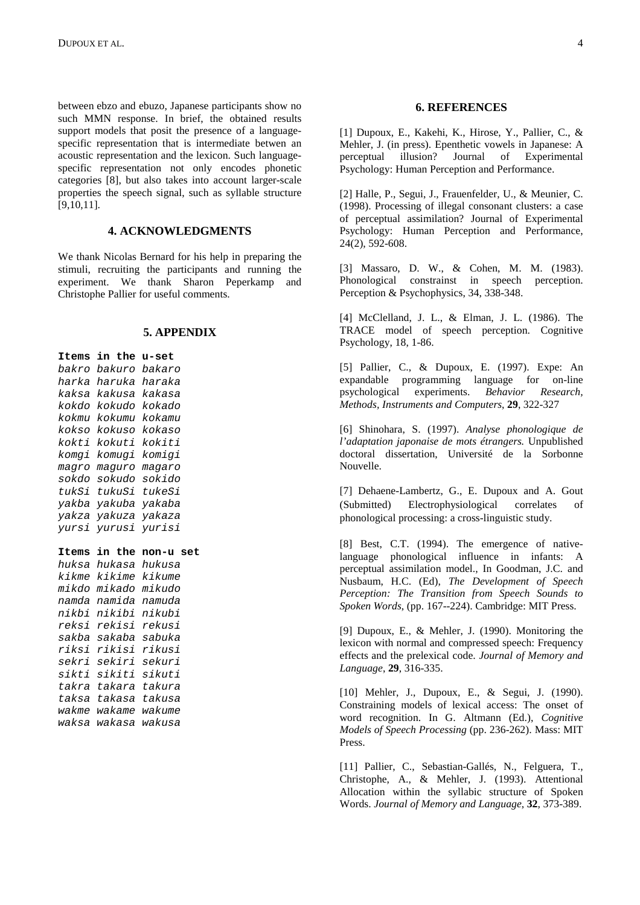between ebzo and ebuzo, Japanese participants show no such MMN response. In brief, the obtained results support models that posit the presence of a language-specific representation that is intermediate betwen an acoustic representation and the lexicon. Such language-specific representation not only encodes phonetic categories [8], but also takes into account larger-scale properties the speech signal, such as syllable structure [9,10,11].

## 4. ACKNOWLEDGMENTS

We thank Nicolas Bernard for his help in preparing the stimuli, recruiting the participants and running the experiment. We thank Sharon Peperkamp and Christophe Pallier for useful comments.

## 5. APPENDIX

**Items in the u-set**

*bakro bakuro bakaro*
*harka haruka haraka*
*kaksa kakusa kakasa*
*kokdo kokudo kokado*
*kokmu kokumu kokamu*
*kokso kokuso kokaso*
*kokti kokuti kokiti*
*komgi komugi komigi*
*magro maguro magaro*
*sokdo sokudo sokido*
*tukSi tukuSi tukeSi*
*yakba yakuba yakaba*
*yakza yakuza yakaza*
*yursi yurusi yurisi*

**Items in the non-u set**

*huksa hukasa hukusa*
*kikme kikime kikume*
*mikdo mikado mikudo*
*namda namida namuda*
*nikbi nikibi nikubi*
*reksi rekisi rekusi*
*sakba sakaba sabuka*
*riksi rikisi rikusi*
*sekri sekiri sekuri*
*sikti sikiti sikuti*
*takra takara takura*
*taksa takasa takusa*
*wakme wakame wakume*
*waksa wakasa wakusa*

## 6. REFERENCES

[1] Dupoux, E., Kakehi, K., Hirose, Y., Pallier, C., & Mehler, J. (in press). Epenthetic vowels in Japanese: A perceptual illusion? Journal of Experimental Psychology: Human Perception and Performance.

[2] Halle, P., Segui, J., Frauenfelder, U., & Meunier, C. (1998). Processing of illegal consonant clusters: a case of perceptual assimilation? Journal of Experimental Psychology: Human Perception and Performance, 24(2), 592-608.

[3] Massaro, D. W., & Cohen, M. M. (1983). Phonological constrainst in speech perception. Perception & Psychophysics, 34, 338-348.

[4] McClelland, J. L., & Elman, J. L. (1986). The TRACE model of speech perception. Cognitive Psychology, 18, 1-86.

[5] Pallier, C., & Dupoux, E. (1997). Expe: An expandable programming language for on-line psychological experiments. *Behavior Research, Methods, Instruments and Computers*, **29**, 322-327

[6] Shinohara, S. (1997). *Analyse phonologique de l'adaptation japonaise de mots étrangers.* Unpublished doctoral dissertation, Université de la Sorbonne Nouvelle.

[7] Dehaene-Lambertz, G., E. Dupoux and A. Gout (Submitted) Electrophysiological correlates of phonological processing: a cross-linguistic study.

[8] Best, C.T. (1994). The emergence of native-language phonological influence in infants: A perceptual assimilation model., In Goodman, J.C. and Nusbaum, H.C. (Ed), *The Development of Speech Perception: The Transition from Speech Sounds to Spoken Words,* (pp. 167--224). Cambridge: MIT Press.

[9] Dupoux, E., & Mehler, J. (1990). Monitoring the lexicon with normal and compressed speech: Frequency effects and the prelexical code. *Journal of Memory and Language*, **29**, 316-335.

[10] Mehler, J., Dupoux, E., & Segui, J. (1990). Constraining models of lexical access: The onset of word recognition. In G. Altmann (Ed.), *Cognitive Models of Speech Processing* (pp. 236-262). Mass: MIT Press.

[11] Pallier, C., Sebastian-Gallés, N., Felguera, T., Christophe, A., & Mehler, J. (1993). Attentional Allocation within the syllabic structure of Spoken Words. *Journal of Memory and Language*, **32**, 373-389.